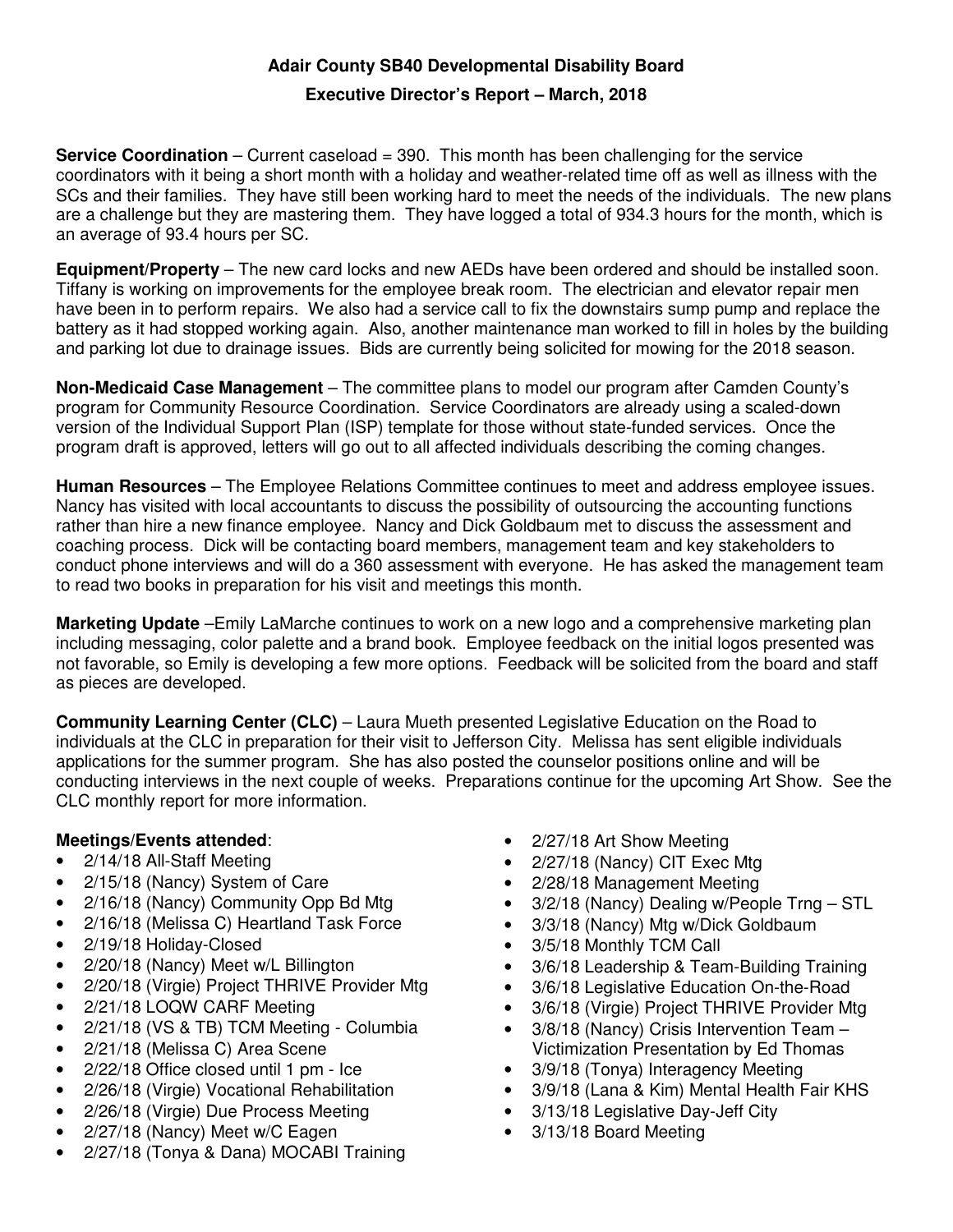# Adair County SB40 Developmental Disability Board

## Executive Director's Report – March, 2018

**Service Coordination** – Current caseload = 390. This month has been challenging for the service coordinators with it being a short month with a holiday and weather-related time off as well as illness with the SCs and their families. They have still been working hard to meet the needs of the individuals. The new plans are a challenge but they are mastering them. They have logged a total of 934.3 hours for the month, which is an average of 93.4 hours per SC.

**Equipment/Property** – The new card locks and new AEDs have been ordered and should be installed soon. Tiffany is working on improvements for the employee break room. The electrician and elevator repair men have been in to perform repairs. We also had a service call to fix the downstairs sump pump and replace the battery as it had stopped working again. Also, another maintenance man worked to fill in holes by the building and parking lot due to drainage issues. Bids are currently being solicited for mowing for the 2018 season.

**Non-Medicaid Case Management** – The committee plans to model our program after Camden County's program for Community Resource Coordination. Service Coordinators are already using a scaled-down version of the Individual Support Plan (ISP) template for those without state-funded services. Once the program draft is approved, letters will go out to all affected individuals describing the coming changes.

**Human Resources** – The Employee Relations Committee continues to meet and address employee issues. Nancy has visited with local accountants to discuss the possibility of outsourcing the accounting functions rather than hire a new finance employee. Nancy and Dick Goldbaum met to discuss the assessment and coaching process. Dick will be contacting board members, management team and key stakeholders to conduct phone interviews and will do a 360 assessment with everyone. He has asked the management team to read two books in preparation for his visit and meetings this month.

**Marketing Update** –Emily LaMarche continues to work on a new logo and a comprehensive marketing plan including messaging, color palette and a brand book. Employee feedback on the initial logos presented was not favorable, so Emily is developing a few more options. Feedback will be solicited from the board and staff as pieces are developed.

**Community Learning Center (CLC)** – Laura Mueth presented Legislative Education on the Road to individuals at the CLC in preparation for their visit to Jefferson City. Melissa has sent eligible individuals applications for the summer program. She has also posted the counselor positions online and will be conducting interviews in the next couple of weeks. Preparations continue for the upcoming Art Show. See the CLC monthly report for more information.

**Meetings/Events attended**:

- 2/14/18 All-Staff Meeting
- 2/15/18 (Nancy) System of Care
- 2/16/18 (Nancy) Community Opp Bd Mtg
- 2/16/18 (Melissa C) Heartland Task Force
- 2/19/18 Holiday-Closed
- 2/20/18 (Nancy) Meet w/L Billington
- 2/20/18 (Virgie) Project THRIVE Provider Mtg
- 2/21/18 LOQW CARF Meeting
- 2/21/18 (VS & TB) TCM Meeting - Columbia
- 2/21/18 (Melissa C) Area Scene
- 2/22/18 Office closed until 1 pm - Ice
- 2/26/18 (Virgie) Vocational Rehabilitation
- 2/26/18 (Virgie) Due Process Meeting
- 2/27/18 (Nancy) Meet w/C Eagen
- 2/27/18 (Tonya & Dana) MOCABI Training
- 2/27/18 Art Show Meeting
- 2/27/18 (Nancy) CIT Exec Mtg
- 2/28/18 Management Meeting
- 3/2/18 (Nancy) Dealing w/People Trng – STL
- 3/3/18 (Nancy) Mtg w/Dick Goldbaum
- 3/5/18 Monthly TCM Call
- 3/6/18 Leadership & Team-Building Training
- 3/6/18 Legislative Education On-the-Road
- 3/6/18 (Virgie) Project THRIVE Provider Mtg
- 3/8/18 (Nancy) Crisis Intervention Team – Victimization Presentation by Ed Thomas
- 3/9/18 (Tonya) Interagency Meeting
- 3/9/18 (Lana & Kim) Mental Health Fair KHS
- 3/13/18 Legislative Day-Jeff City
- 3/13/18 Board Meeting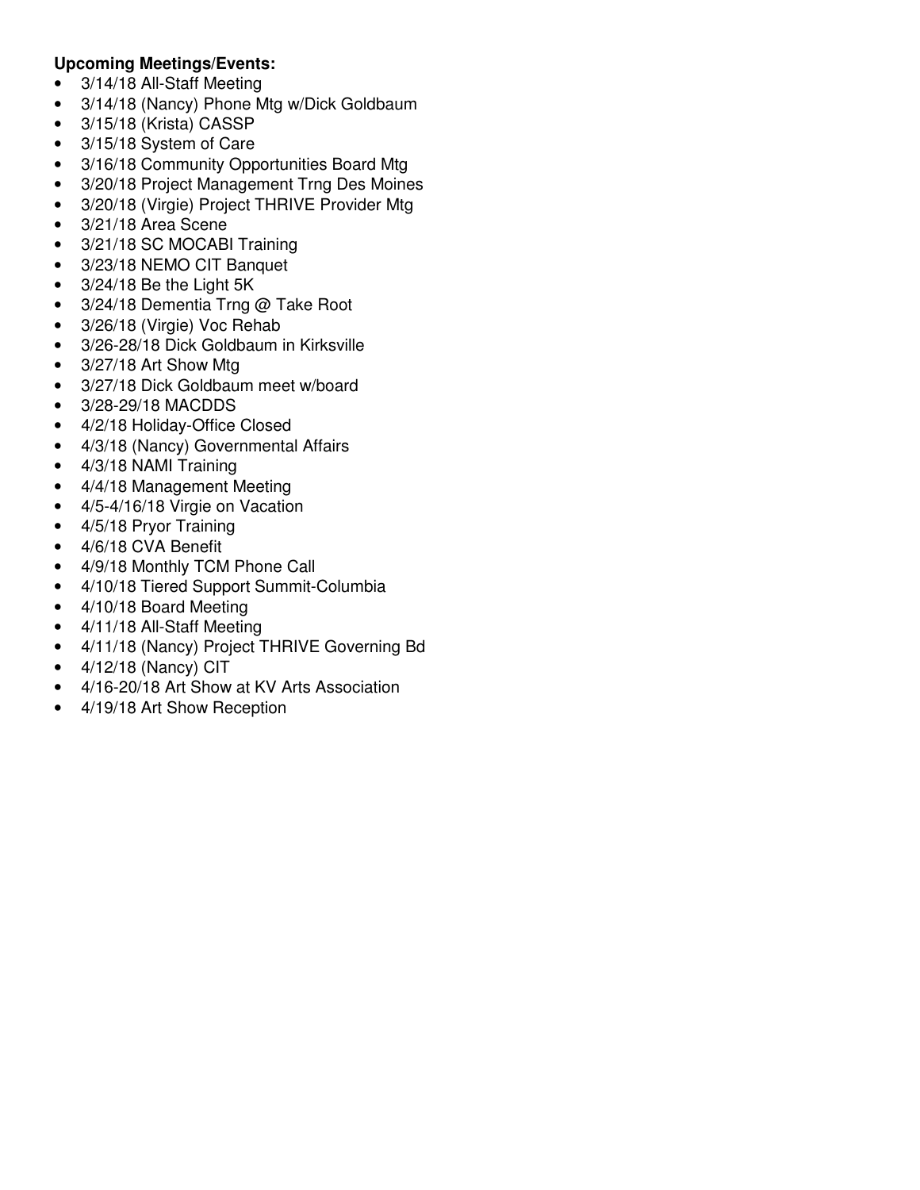**Upcoming Meetings/Events:**

- 3/14/18 All-Staff Meeting
- 3/14/18 (Nancy) Phone Mtg w/Dick Goldbaum
- 3/15/18 (Krista) CASSP
- 3/15/18 System of Care
- 3/16/18 Community Opportunities Board Mtg
- 3/20/18 Project Management Trng Des Moines
- 3/20/18 (Virgie) Project THRIVE Provider Mtg
- 3/21/18 Area Scene
- 3/21/18 SC MOCABI Training
- 3/23/18 NEMO CIT Banquet
- 3/24/18 Be the Light 5K
- 3/24/18 Dementia Trng @ Take Root
- 3/26/18 (Virgie) Voc Rehab
- 3/26-28/18 Dick Goldbaum in Kirksville
- 3/27/18 Art Show Mtg
- 3/27/18 Dick Goldbaum meet w/board
- 3/28-29/18 MACDDS
- 4/2/18 Holiday-Office Closed
- 4/3/18 (Nancy) Governmental Affairs
- 4/3/18 NAMI Training
- 4/4/18 Management Meeting
- 4/5-4/16/18 Virgie on Vacation
- 4/5/18 Pryor Training
- 4/6/18 CVA Benefit
- 4/9/18 Monthly TCM Phone Call
- 4/10/18 Tiered Support Summit-Columbia
- 4/10/18 Board Meeting
- 4/11/18 All-Staff Meeting
- 4/11/18 (Nancy) Project THRIVE Governing Bd
- 4/12/18 (Nancy) CIT
- 4/16-20/18 Art Show at KV Arts Association
- 4/19/18 Art Show Reception